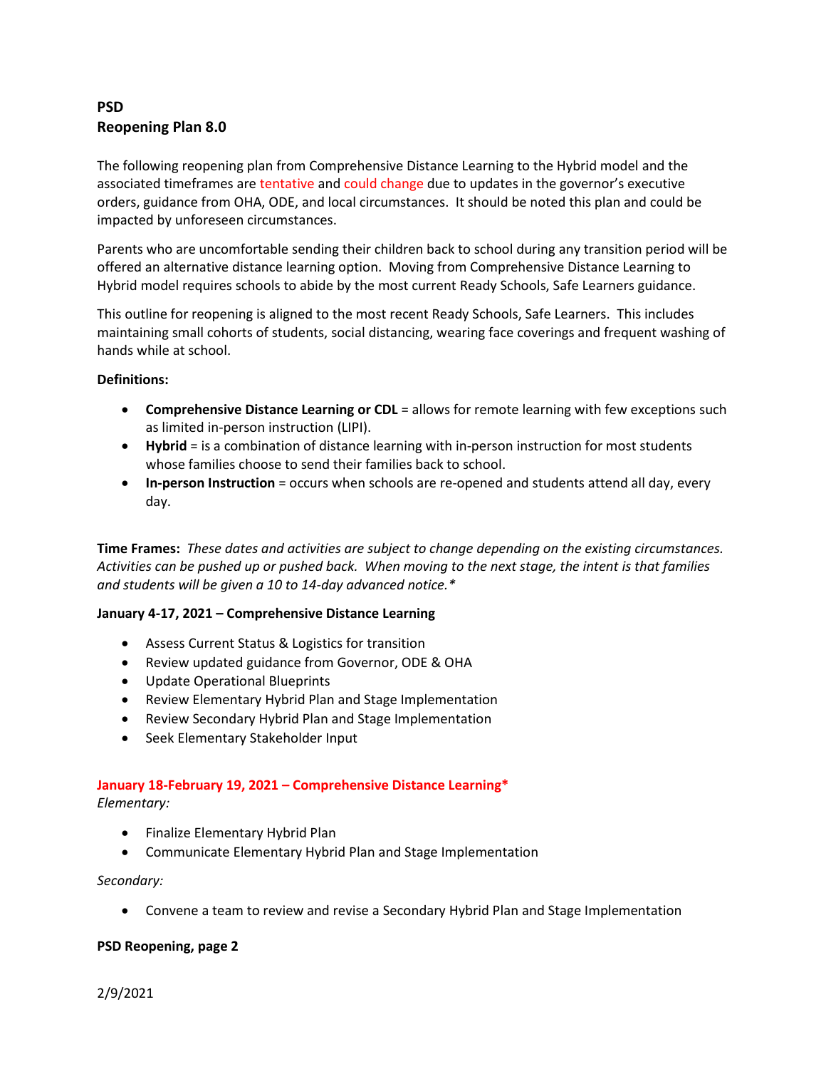**PSD**
**Reopening Plan 8.0**

The following reopening plan from Comprehensive Distance Learning to the Hybrid model and the associated timeframes are tentative and could change due to updates in the governor's executive orders, guidance from OHA, ODE, and local circumstances. It should be noted this plan and could be impacted by unforeseen circumstances.

Parents who are uncomfortable sending their children back to school during any transition period will be offered an alternative distance learning option. Moving from Comprehensive Distance Learning to Hybrid model requires schools to abide by the most current Ready Schools, Safe Learners guidance.

This outline for reopening is aligned to the most recent Ready Schools, Safe Learners. This includes maintaining small cohorts of students, social distancing, wearing face coverings and frequent washing of hands while at school.

**Definitions:**

- **Comprehensive Distance Learning or CDL** = allows for remote learning with few exceptions such as limited in-person instruction (LIPI).
- **Hybrid** = is a combination of distance learning with in-person instruction for most students whose families choose to send their families back to school.
- **In-person Instruction** = occurs when schools are re-opened and students attend all day, every day.

**Time Frames:** *These dates and activities are subject to change depending on the existing circumstances. Activities can be pushed up or pushed back. When moving to the next stage, the intent is that families and students will be given a 10 to 14-day advanced notice.**

**January 4-17, 2021 – Comprehensive Distance Learning**

- Assess Current Status & Logistics for transition
- Review updated guidance from Governor, ODE & OHA
- Update Operational Blueprints
- Review Elementary Hybrid Plan and Stage Implementation
- Review Secondary Hybrid Plan and Stage Implementation
- Seek Elementary Stakeholder Input

**January 18-February 19, 2021 – Comprehensive Distance Learning***

*Elementary:*

- Finalize Elementary Hybrid Plan
- Communicate Elementary Hybrid Plan and Stage Implementation

*Secondary:*

- Convene a team to review and revise a Secondary Hybrid Plan and Stage Implementation

**PSD Reopening, page 2**

2/9/2021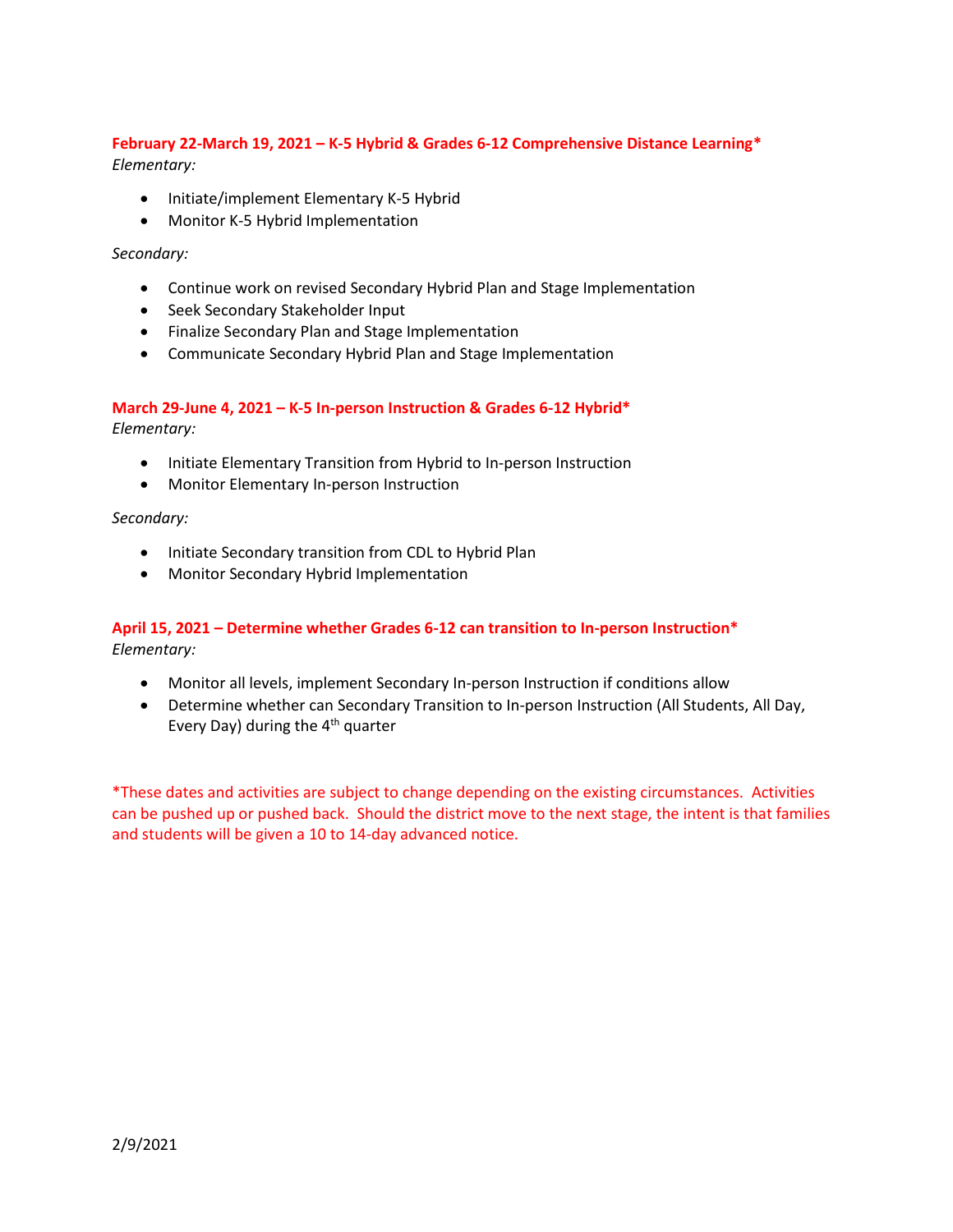**February 22-March 19, 2021 – K-5 Hybrid & Grades 6-12 Comprehensive Distance Learning***

*Elementary:*

- Initiate/implement Elementary K-5 Hybrid
- Monitor K-5 Hybrid Implementation

*Secondary:*

- Continue work on revised Secondary Hybrid Plan and Stage Implementation
- Seek Secondary Stakeholder Input
- Finalize Secondary Plan and Stage Implementation
- Communicate Secondary Hybrid Plan and Stage Implementation

**March 29-June 4, 2021 – K-5 In-person Instruction & Grades 6-12 Hybrid***

*Elementary:*

- Initiate Elementary Transition from Hybrid to In-person Instruction
- Monitor Elementary In-person Instruction

*Secondary:*

- Initiate Secondary transition from CDL to Hybrid Plan
- Monitor Secondary Hybrid Implementation

**April 15, 2021 – Determine whether Grades 6-12 can transition to In-person Instruction***

*Elementary:*

- Monitor all levels, implement Secondary In-person Instruction if conditions allow
- Determine whether can Secondary Transition to In-person Instruction (All Students, All Day, Every Day) during the 4th quarter

*These dates and activities are subject to change depending on the existing circumstances. Activities can be pushed up or pushed back. Should the district move to the next stage, the intent is that families and students will be given a 10 to 14-day advanced notice.

2/9/2021